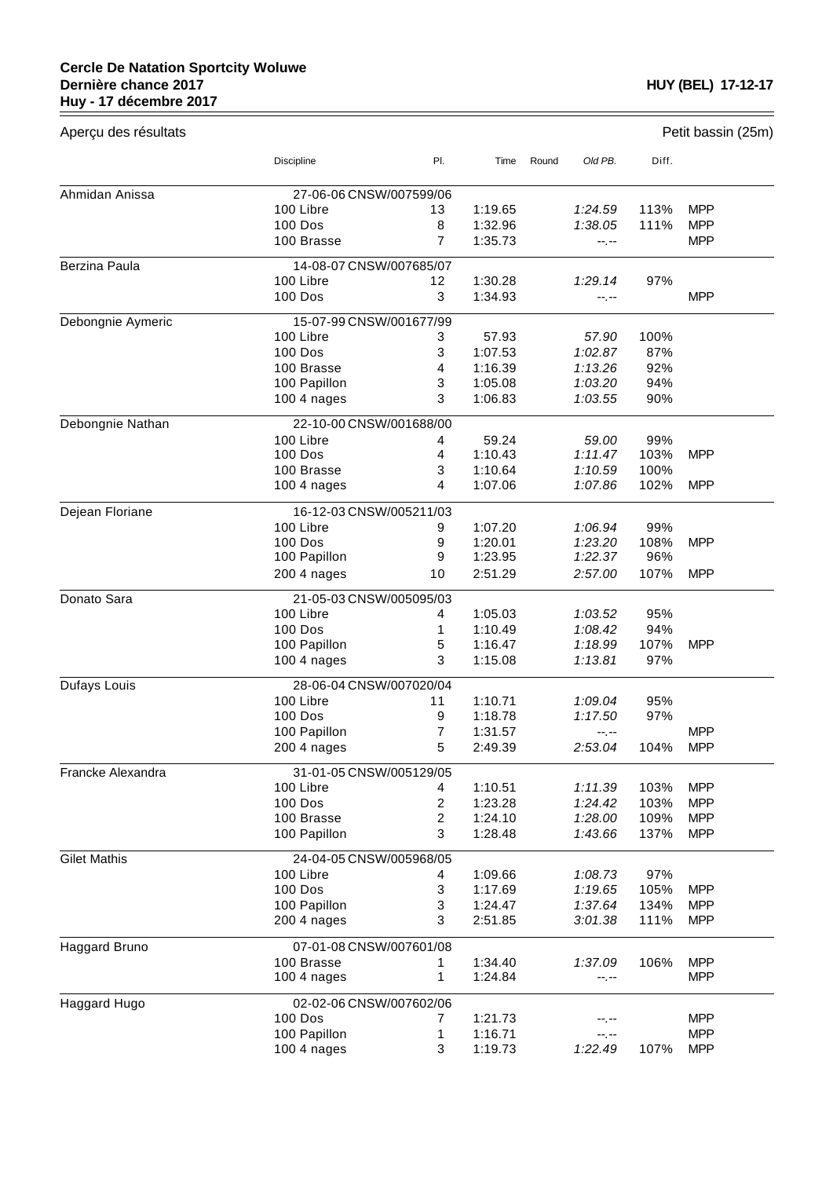**Cercle De Natation Sportcity Woluwe**
**Dernière chance 2017**
**Huy - 17 décembre 2017**

**HUY (BEL) 17-12-17**

Aperçu des résultats

Petit bassin (25m)

| | Discipline | Pl. | Time | Round | Old PB. | Diff. | |
|---|---|---|---|---|---|---|---|
| Ahmidan Anissa | 27-06-06 CNSW/007599/06 | | | | | | |
| | 100 Libre | 13 | 1:19.65 | | *1:24.59* | 113% | MPP |
| | 100 Dos | 8 | 1:32.96 | | *1:38.05* | 111% | MPP |
| | 100 Brasse | 7 | 1:35.73 | | *--.--* | | MPP |
| Berzina Paula | 14-08-07 CNSW/007685/07 | | | | | | |
| | 100 Libre | 12 | 1:30.28 | | *1:29.14* | 97% | |
| | 100 Dos | 3 | 1:34.93 | | *--.--* | | MPP |
| Debongnie Aymeric | 15-07-99 CNSW/001677/99 | | | | | | |
| | 100 Libre | 3 | 57.93 | | *57.90* | 100% | |
| | 100 Dos | 3 | 1:07.53 | | *1:02.87* | 87% | |
| | 100 Brasse | 4 | 1:16.39 | | *1:13.26* | 92% | |
| | 100 Papillon | 3 | 1:05.08 | | *1:03.20* | 94% | |
| | 100 4 nages | 3 | 1:06.83 | | *1:03.55* | 90% | |
| Debongnie Nathan | 22-10-00 CNSW/001688/00 | | | | | | |
| | 100 Libre | 4 | 59.24 | | *59.00* | 99% | |
| | 100 Dos | 4 | 1:10.43 | | *1:11.47* | 103% | MPP |
| | 100 Brasse | 3 | 1:10.64 | | *1:10.59* | 100% | |
| | 100 4 nages | 4 | 1:07.06 | | *1:07.86* | 102% | MPP |
| Dejean Floriane | 16-12-03 CNSW/005211/03 | | | | | | |
| | 100 Libre | 9 | 1:07.20 | | *1:06.94* | 99% | |
| | 100 Dos | 9 | 1:20.01 | | *1:23.20* | 108% | MPP |
| | 100 Papillon | 9 | 1:23.95 | | *1:22.37* | 96% | |
| | 200 4 nages | 10 | 2:51.29 | | *2:57.00* | 107% | MPP |
| Donato Sara | 21-05-03 CNSW/005095/03 | | | | | | |
| | 100 Libre | 4 | 1:05.03 | | *1:03.52* | 95% | |
| | 100 Dos | 1 | 1:10.49 | | *1:08.42* | 94% | |
| | 100 Papillon | 5 | 1:16.47 | | *1:18.99* | 107% | MPP |
| | 100 4 nages | 3 | 1:15.08 | | *1:13.81* | 97% | |
| Dufays Louis | 28-06-04 CNSW/007020/04 | | | | | | |
| | 100 Libre | 11 | 1:10.71 | | *1:09.04* | 95% | |
| | 100 Dos | 9 | 1:18.78 | | *1:17.50* | 97% | |
| | 100 Papillon | 7 | 1:31.57 | | *--.--* | | MPP |
| | 200 4 nages | 5 | 2:49.39 | | *2:53.04* | 104% | MPP |
| Francke Alexandra | 31-01-05 CNSW/005129/05 | | | | | | |
| | 100 Libre | 4 | 1:10.51 | | *1:11.39* | 103% | MPP |
| | 100 Dos | 2 | 1:23.28 | | *1:24.42* | 103% | MPP |
| | 100 Brasse | 2 | 1:24.10 | | *1:28.00* | 109% | MPP |
| | 100 Papillon | 3 | 1:28.48 | | *1:43.66* | 137% | MPP |
| Gilet Mathis | 24-04-05 CNSW/005968/05 | | | | | | |
| | 100 Libre | 4 | 1:09.66 | | *1:08.73* | 97% | |
| | 100 Dos | 3 | 1:17.69 | | *1:19.65* | 105% | MPP |
| | 100 Papillon | 3 | 1:24.47 | | *1:37.64* | 134% | MPP |
| | 200 4 nages | 3 | 2:51.85 | | *3:01.38* | 111% | MPP |
| Haggard Bruno | 07-01-08 CNSW/007601/08 | | | | | | |
| | 100 Brasse | 1 | 1:34.40 | | *1:37.09* | 106% | MPP |
| | 100 4 nages | 1 | 1:24.84 | | *--.--* | | MPP |
| Haggard Hugo | 02-02-06 CNSW/007602/06 | | | | | | |
| | 100 Dos | 7 | 1:21.73 | | *--.--* | | MPP |
| | 100 Papillon | 1 | 1:16.71 | | *--.--* | | MPP |
| | 100 4 nages | 3 | 1:19.73 | | *1:22.49* | 107% | MPP |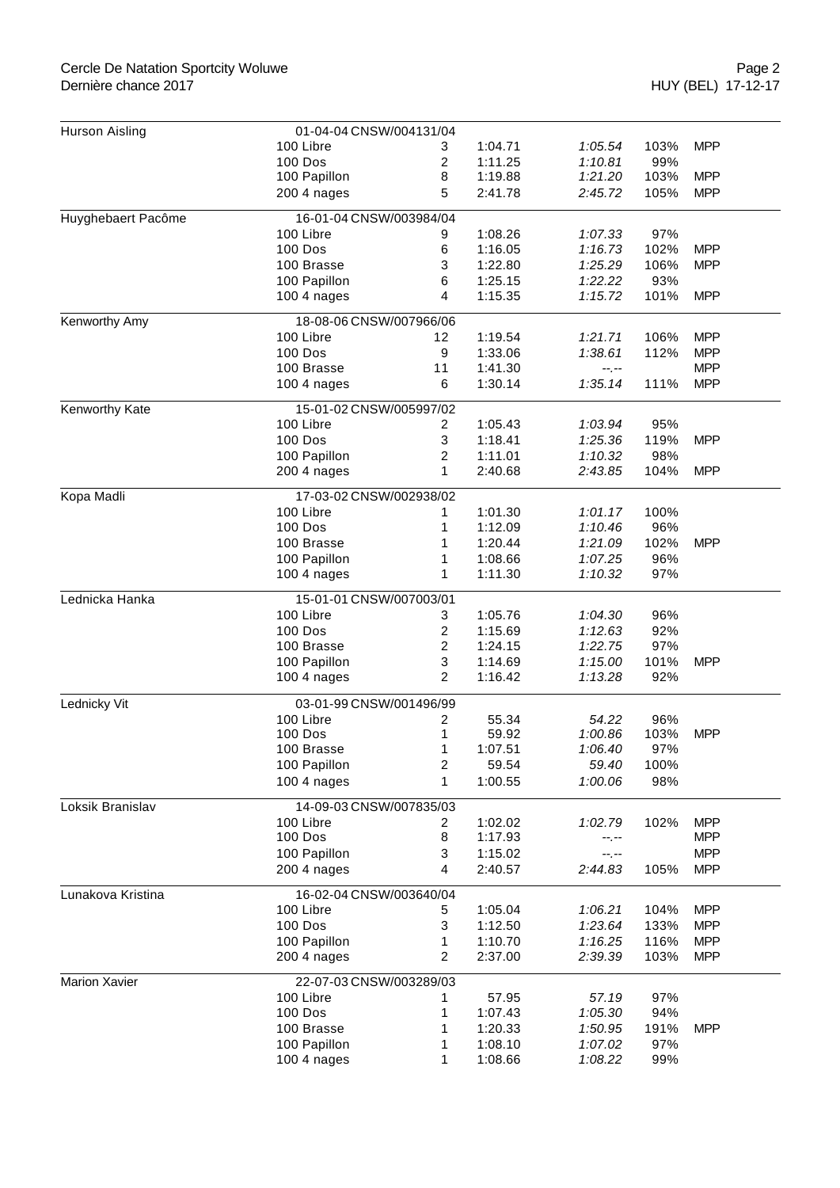| Nom | Épreuve | Place | Temps | Temps d'engagement | % | MPP |
|---|---|---|---|---|---|---|
| Hurson Aisling | 01-04-04 CNSW/004131/04 | | | | | |
| | 100 Libre | 3 | 1:04.71 | *1:05.54* | 103% | MPP |
| | 100 Dos | 2 | 1:11.25 | *1:10.81* | 99% | |
| | 100 Papillon | 8 | 1:19.88 | *1:21.20* | 103% | MPP |
| | 200 4 nages | 5 | 2:41.78 | *2:45.72* | 105% | MPP |
| Huyghebaert Pacôme | 16-01-04 CNSW/003984/04 | | | | | |
| | 100 Libre | 9 | 1:08.26 | *1:07.33* | 97% | |
| | 100 Dos | 6 | 1:16.05 | *1:16.73* | 102% | MPP |
| | 100 Brasse | 3 | 1:22.80 | *1:25.29* | 106% | MPP |
| | 100 Papillon | 6 | 1:25.15 | *1:22.22* | 93% | |
| | 100 4 nages | 4 | 1:15.35 | *1:15.72* | 101% | MPP |
| Kenworthy Amy | 18-08-06 CNSW/007966/06 | | | | | |
| | 100 Libre | 12 | 1:19.54 | *1:21.71* | 106% | MPP |
| | 100 Dos | 9 | 1:33.06 | *1:38.61* | 112% | MPP |
| | 100 Brasse | 11 | 1:41.30 | *--.--* | | MPP |
| | 100 4 nages | 6 | 1:30.14 | *1:35.14* | 111% | MPP |
| Kenworthy Kate | 15-01-02 CNSW/005997/02 | | | | | |
| | 100 Libre | 2 | 1:05.43 | *1:03.94* | 95% | |
| | 100 Dos | 3 | 1:18.41 | *1:25.36* | 119% | MPP |
| | 100 Papillon | 2 | 1:11.01 | *1:10.32* | 98% | |
| | 200 4 nages | 1 | 2:40.68 | *2:43.85* | 104% | MPP |
| Kopa Madli | 17-03-02 CNSW/002938/02 | | | | | |
| | 100 Libre | 1 | 1:01.30 | *1:01.17* | 100% | |
| | 100 Dos | 1 | 1:12.09 | *1:10.46* | 96% | |
| | 100 Brasse | 1 | 1:20.44 | *1:21.09* | 102% | MPP |
| | 100 Papillon | 1 | 1:08.66 | *1:07.25* | 96% | |
| | 100 4 nages | 1 | 1:11.30 | *1:10.32* | 97% | |
| Lednicka Hanka | 15-01-01 CNSW/007003/01 | | | | | |
| | 100 Libre | 3 | 1:05.76 | *1:04.30* | 96% | |
| | 100 Dos | 2 | 1:15.69 | *1:12.63* | 92% | |
| | 100 Brasse | 2 | 1:24.15 | *1:22.75* | 97% | |
| | 100 Papillon | 3 | 1:14.69 | *1:15.00* | 101% | MPP |
| | 100 4 nages | 2 | 1:16.42 | *1:13.28* | 92% | |
| Lednicky Vit | 03-01-99 CNSW/001496/99 | | | | | |
| | 100 Libre | 2 | 55.34 | *54.22* | 96% | |
| | 100 Dos | 1 | 59.92 | *1:00.86* | 103% | MPP |
| | 100 Brasse | 1 | 1:07.51 | *1:06.40* | 97% | |
| | 100 Papillon | 2 | 59.54 | *59.40* | 100% | |
| | 100 4 nages | 1 | 1:00.55 | *1:00.06* | 98% | |
| Loksik Branislav | 14-09-03 CNSW/007835/03 | | | | | |
| | 100 Libre | 2 | 1:02.02 | *1:02.79* | 102% | MPP |
| | 100 Dos | 8 | 1:17.93 | *--.--* | | MPP |
| | 100 Papillon | 3 | 1:15.02 | *--.--* | | MPP |
| | 200 4 nages | 4 | 2:40.57 | *2:44.83* | 105% | MPP |
| Lunakova Kristina | 16-02-04 CNSW/003640/04 | | | | | |
| | 100 Libre | 5 | 1:05.04 | *1:06.21* | 104% | MPP |
| | 100 Dos | 3 | 1:12.50 | *1:23.64* | 133% | MPP |
| | 100 Papillon | 1 | 1:10.70 | *1:16.25* | 116% | MPP |
| | 200 4 nages | 2 | 2:37.00 | *2:39.39* | 103% | MPP |
| Marion Xavier | 22-07-03 CNSW/003289/03 | | | | | |
| | 100 Libre | 1 | 57.95 | *57.19* | 97% | |
| | 100 Dos | 1 | 1:07.43 | *1:05.30* | 94% | |
| | 100 Brasse | 1 | 1:20.33 | *1:50.95* | 191% | MPP |
| | 100 Papillon | 1 | 1:08.10 | *1:07.02* | 97% | |
| | 100 4 nages | 1 | 1:08.66 | *1:08.22* | 99% | |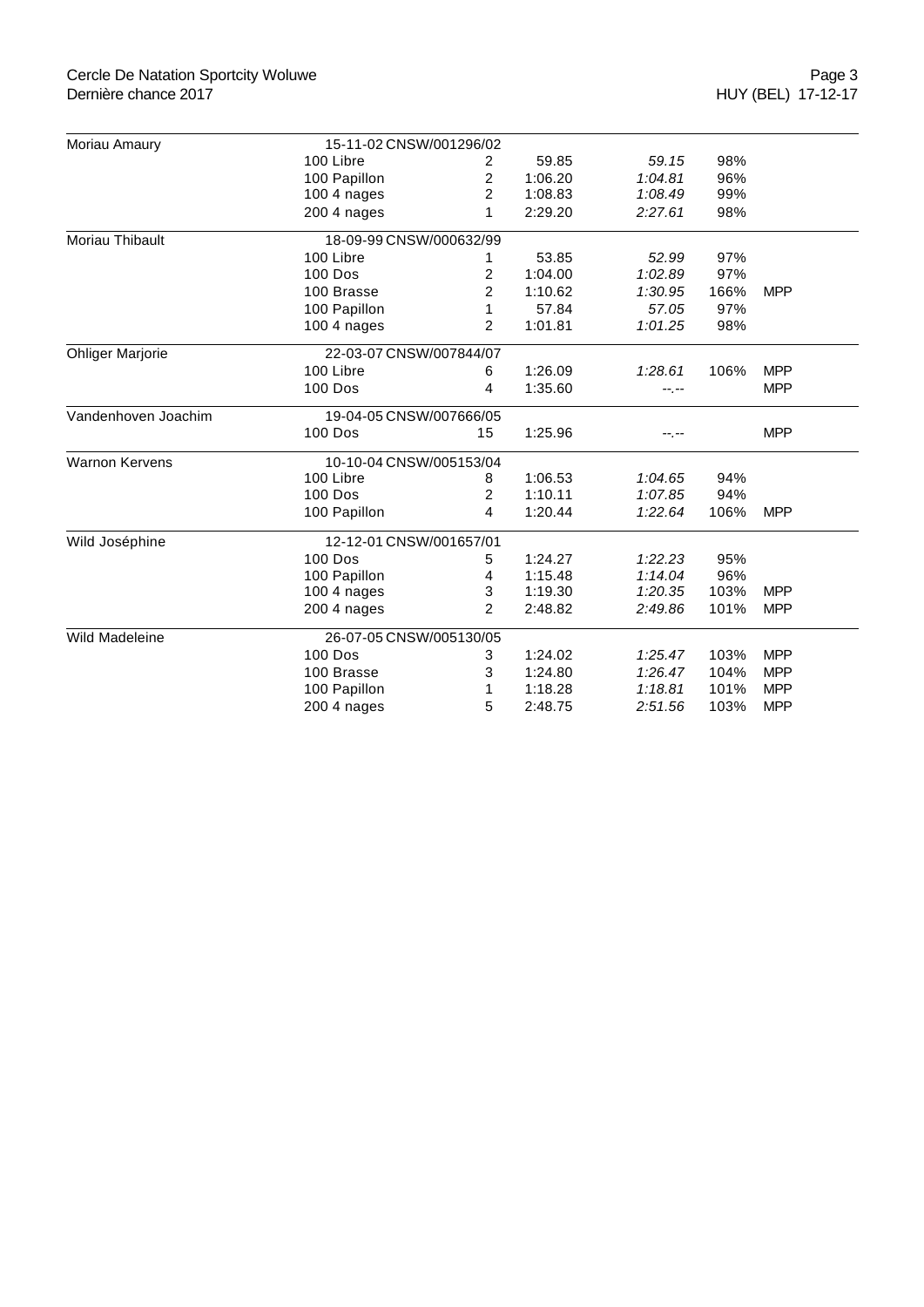| | | | | | | |
|---|---|---|---|---|---|---|
| Moriau Amaury | 15-11-02 CNSW/001296/02 | | | | | |
| | 100 Libre | 2 | 59.85 | *59.15* | 98% | |
| | 100 Papillon | 2 | 1:06.20 | *1:04.81* | 96% | |
| | 100 4 nages | 2 | 1:08.83 | *1:08.49* | 99% | |
| | 200 4 nages | 1 | 2:29.20 | *2:27.61* | 98% | |
| Moriau Thibault | 18-09-99 CNSW/000632/99 | | | | | |
| | 100 Libre | 1 | 53.85 | *52.99* | 97% | |
| | 100 Dos | 2 | 1:04.00 | *1:02.89* | 97% | |
| | 100 Brasse | 2 | 1:10.62 | *1:30.95* | 166% | MPP |
| | 100 Papillon | 1 | 57.84 | *57.05* | 97% | |
| | 100 4 nages | 2 | 1:01.81 | *1:01.25* | 98% | |
| Ohliger Marjorie | 22-03-07 CNSW/007844/07 | | | | | |
| | 100 Libre | 6 | 1:26.09 | *1:28.61* | 106% | MPP |
| | 100 Dos | 4 | 1:35.60 | --.-- | | MPP |
| Vandenhoven Joachim | 19-04-05 CNSW/007666/05 | | | | | |
| | 100 Dos | 15 | 1:25.96 | --.-- | | MPP |
| Warnon Kervens | 10-10-04 CNSW/005153/04 | | | | | |
| | 100 Libre | 8 | 1:06.53 | *1:04.65* | 94% | |
| | 100 Dos | 2 | 1:10.11 | *1:07.85* | 94% | |
| | 100 Papillon | 4 | 1:20.44 | *1:22.64* | 106% | MPP |
| Wild Joséphine | 12-12-01 CNSW/001657/01 | | | | | |
| | 100 Dos | 5 | 1:24.27 | *1:22.23* | 95% | |
| | 100 Papillon | 4 | 1:15.48 | *1:14.04* | 96% | |
| | 100 4 nages | 3 | 1:19.30 | *1:20.35* | 103% | MPP |
| | 200 4 nages | 2 | 2:48.82 | *2:49.86* | 101% | MPP |
| Wild Madeleine | 26-07-05 CNSW/005130/05 | | | | | |
| | 100 Dos | 3 | 1:24.02 | *1:25.47* | 103% | MPP |
| | 100 Brasse | 3 | 1:24.80 | *1:26.47* | 104% | MPP |
| | 100 Papillon | 1 | 1:18.28 | *1:18.81* | 101% | MPP |
| | 200 4 nages | 5 | 2:48.75 | *2:51.56* | 103% | MPP |